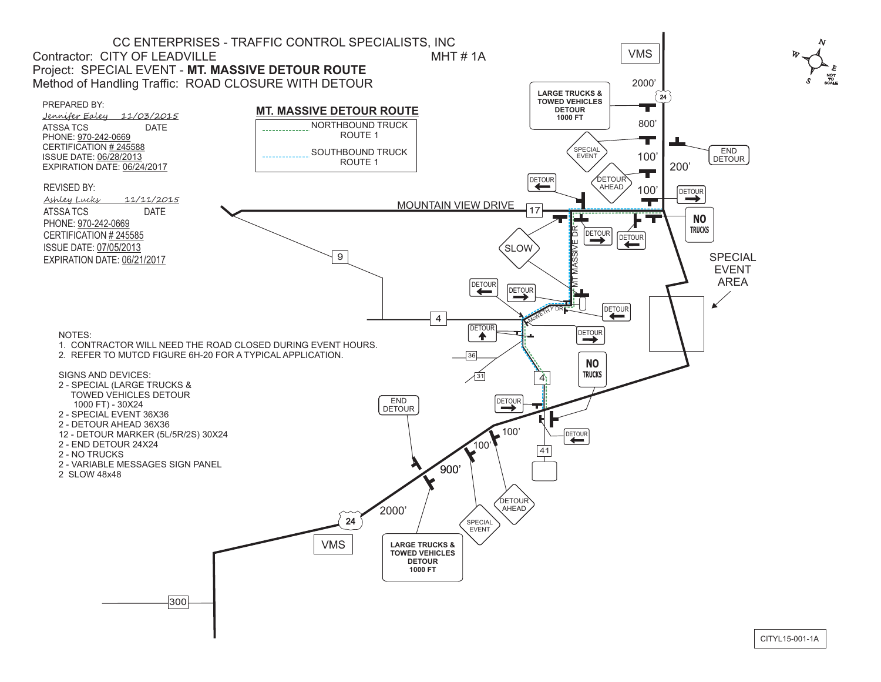# CC ENTERPRISES - TRAFFIC CONTROL SPECIALISTS, INC

Contractor: CITY OF LEADVILLE — MHT # 1A

Project: SPECIAL EVENT - **MT. MASSIVE DETOUR ROUTE**

Method of Handling Traffic: ROAD CLOSURE WITH DETOUR

PREPARED BY:
*Jennifer Ealey 11/03/2015*
ATSSA TCS — DATE
PHONE: 970-242-0669
CERTIFICATION # 245588
ISSUE DATE: 06/28/2013
EXPIRATION DATE: 06/24/2017

REVISED BY:
*Ashley Lucks 11/11/2015*
ATSSA TCS — DATE
PHONE: 970-242-0669
CERTIFICATION # 245585
ISSUE DATE: 07/05/2013
EXPIRATION DATE: 06/21/2017

**MT. MASSIVE DETOUR ROUTE**

- NORTHBOUND TRUCK ROUTE 1
- SOUTHBOUND TRUCK ROUTE 1

NOTES:
1. CONTRACTOR WILL NEED THE ROAD CLOSED DURING EVENT HOURS.
2. REFER TO MUTCD FIGURE 6H-20 FOR A TYPICAL APPLICATION.

SIGNS AND DEVICES:
- 2 - SPECIAL (LARGE TRUCKS & TOWED VEHICLES DETOUR 1000 FT) - 30X24
- 2 - SPECIAL EVENT 36X36
- 2 - DETOUR AHEAD 36X36
- 12 - DETOUR MARKER (5L/5R/2S) 30X24
- 2 - END DETOUR 24X24
- 2 - NO TRUCKS
- 2 - VARIABLE MESSAGES SIGN PANEL
- 2 SLOW 48x48

VMS | 2000' | LARGE TRUCKS & TOWED VEHICLES DETOUR 1000 FT | 800' | SPECIAL EVENT | 100' | DETOUR AHEAD | 100' | END DETOUR | 200' | DETOUR | NO TRUCKS | MOUNTAIN VIEW DRIVE | 17 | 9 | 4 | SLOW | MT MASSIVE DR | McWETHY DR | 36 | 31 | 41 | 24 | 300 | SPECIAL EVENT AREA | END DETOUR | 900' | 2000' | VMS | LARGE TRUCKS & TOWED VEHICLES DETOUR 1000 FT | SPECIAL EVENT | DETOUR AHEAD | 100' | 100'

NOT TO SCALE

CITYL15-001-1A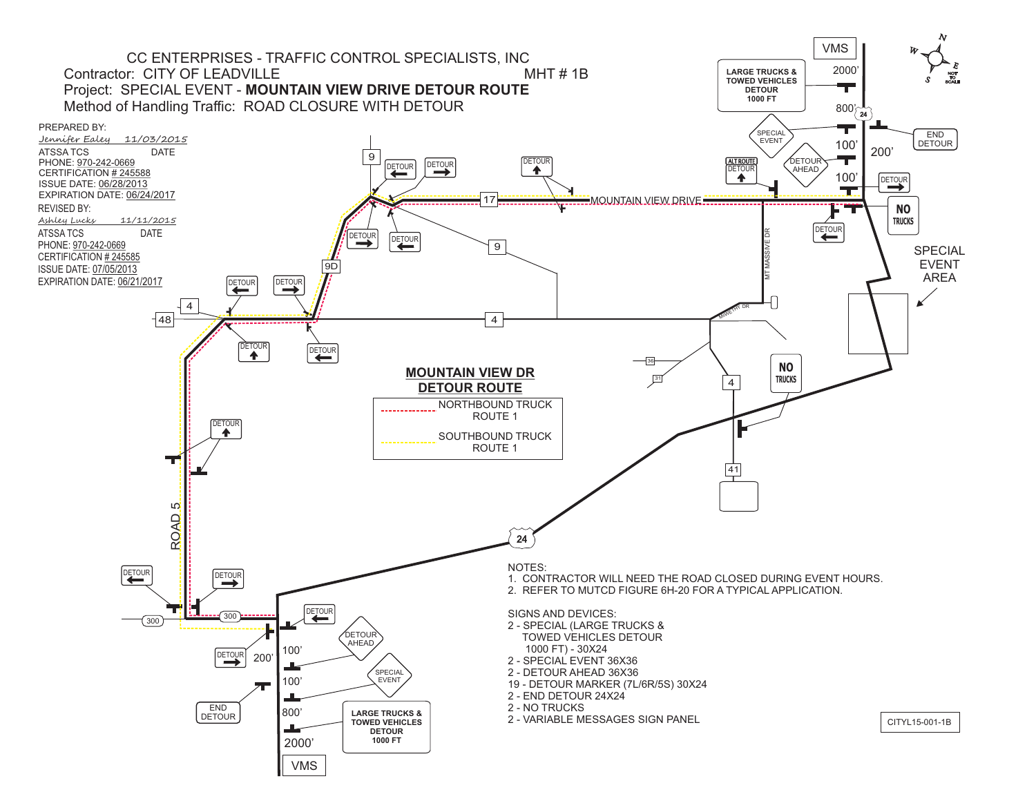# CC ENTERPRISES - TRAFFIC CONTROL SPECIALISTS, INC

Contractor: CITY OF LEADVILLE

MHT # 1B

Project: SPECIAL EVENT - **MOUNTAIN VIEW DRIVE DETOUR ROUTE**

Method of Handling Traffic: ROAD CLOSURE WITH DETOUR

PREPARED BY:
*Jennifer Ealey* *11/03/2015*
ATSSA TCS DATE
PHONE: 970-242-0669
CERTIFICATION # 245588
ISSUE DATE: 06/28/2013
EXPIRATION DATE: 06/24/2017

REVISED BY:
*Ashley Lucks* *11/11/2015*
ATSSA TCS DATE
PHONE: 970-242-0669
CERTIFICATION # 245585
ISSUE DATE: 07/05/2013
EXPIRATION DATE: 06/21/2017

## MOUNTAIN VIEW DR DETOUR ROUTE

| Legend | |
|---|---|
| Red dashed line | NORTHBOUND TRUCK ROUTE 1 |
| Yellow dashed line | SOUTHBOUND TRUCK ROUTE 1 |

NOTES:
1. CONTRACTOR WILL NEED THE ROAD CLOSED DURING EVENT HOURS.
2. REFER TO MUTCD FIGURE 6H-20 FOR A TYPICAL APPLICATION.

SIGNS AND DEVICES:
- 2 - SPECIAL (LARGE TRUCKS & TOWED VEHICLES DETOUR 1000 FT) - 30X24
- 2 - SPECIAL EVENT 36X36
- 2 - DETOUR AHEAD 36X36
- 19 - DETOUR MARKER (7L/6R/5S) 30X24
- 2 - END DETOUR 24X24
- 2 - NO TRUCKS
- 2 - VARIABLE MESSAGES SIGN PANEL

CITYL15-001-1B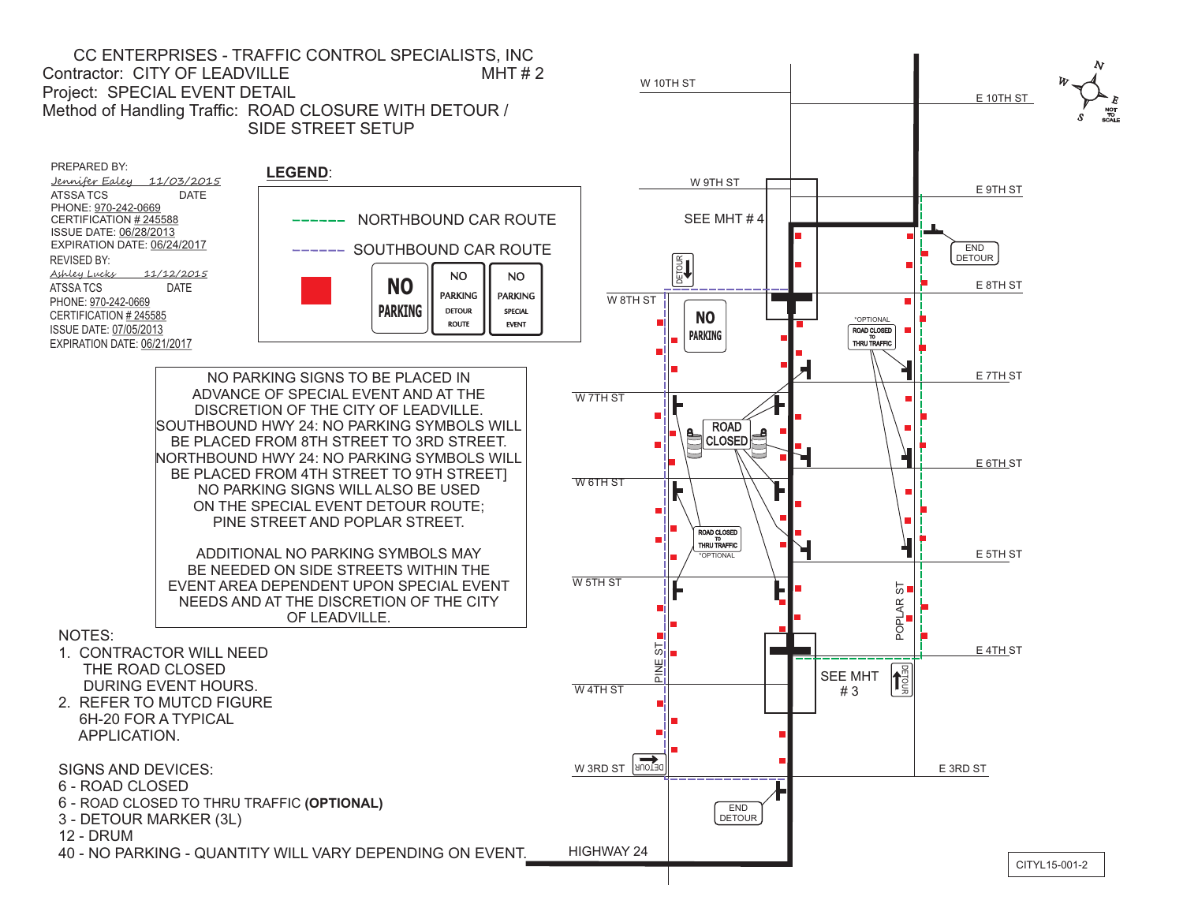# CC ENTERPRISES - TRAFFIC CONTROL SPECIALISTS, INC

Contractor: CITY OF LEADVILLE — MHT # 2

Project: SPECIAL EVENT DETAIL

Method of Handling Traffic: ROAD CLOSURE WITH DETOUR / SIDE STREET SETUP

PREPARED BY:
*Jennifer Ealey* 11/03/2015
ATSSA TCS — DATE
PHONE: 970-242-0669
CERTIFICATION # 245588
ISSUE DATE: 06/28/2013
EXPIRATION DATE: 06/24/2017

REVISED BY:
*Ashley Lucks* 11/12/2015
ATSSA TCS — DATE
PHONE: 970-242-0669
CERTIFICATION # 245585
ISSUE DATE: 07/05/2013
EXPIRATION DATE: 06/21/2017

**LEGEND**:

- ------ NORTHBOUND CAR ROUTE
- ------ SOUTHBOUND CAR ROUTE
- NO PARKING / NO PARKING DETOUR ROUTE / NO PARKING SPECIAL EVENT

NO PARKING SIGNS TO BE PLACED IN ADVANCE OF SPECIAL EVENT AND AT THE DISCRETION OF THE CITY OF LEADVILLE. SOUTHBOUND HWY 24: NO PARKING SYMBOLS WILL BE PLACED FROM 8TH STREET TO 3RD STREET. NORTHBOUND HWY 24: NO PARKING SYMBOLS WILL BE PLACED FROM 4TH STREET TO 9TH STREET] NO PARKING SIGNS WILL ALSO BE USED ON THE SPECIAL EVENT DETOUR ROUTE; PINE STREET AND POPLAR STREET.

ADDITIONAL NO PARKING SYMBOLS MAY BE NEEDED ON SIDE STREETS WITHIN THE EVENT AREA DEPENDENT UPON SPECIAL EVENT NEEDS AND AT THE DISCRETION OF THE CITY OF LEADVILLE.

NOTES:

1. CONTRACTOR WILL NEED THE ROAD CLOSED DURING EVENT HOURS.
2. REFER TO MUTCD FIGURE 6H-20 FOR A TYPICAL APPLICATION.

SIGNS AND DEVICES:

- 6 - ROAD CLOSED
- 6 - ROAD CLOSED TO THRU TRAFFIC **(OPTIONAL)**
- 3 - DETOUR MARKER (3L)
- 12 - DRUM
- 40 - NO PARKING - QUANTITY WILL VARY DEPENDING ON EVENT.

W 10TH ST, E 10TH ST, W 9TH ST, E 9TH ST, SEE MHT # 4, END DETOUR, W 8TH ST, E 8TH ST, DETOUR, NO PARKING, *OPTIONAL ROAD CLOSED TO THRU TRAFFIC, W 7TH ST, E 7TH ST, ROAD CLOSED, W 6TH ST, E 6TH ST, ROAD CLOSED TO THRU TRAFFIC *OPTIONAL, E 5TH ST, W 5TH ST, POPLAR ST, PINE ST, E 4TH ST, SEE MHT # 3, DETOUR, W 4TH ST, W 3RD ST, DETOUR, E 3RD ST, END DETOUR, HIGHWAY 24, NOT TO SCALE

CITYL15-001-2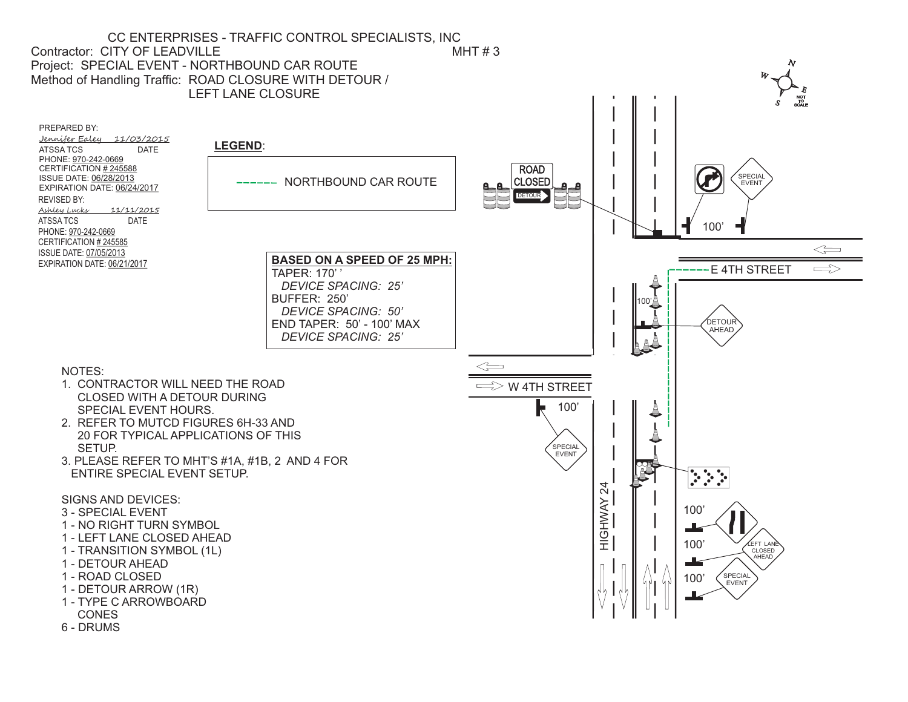# CC ENTERPRISES - TRAFFIC CONTROL SPECIALISTS, INC

Contractor: CITY OF LEADVILLE MHT # 3

Project: SPECIAL EVENT - NORTHBOUND CAR ROUTE

Method of Handling Traffic: ROAD CLOSURE WITH DETOUR / LEFT LANE CLOSURE

PREPARED BY:
Jennifer Ealey 11/03/2015
ATSSA TCS DATE
PHONE: 970-242-0669
CERTIFICATION # 245588
ISSUE DATE: 06/28/2013
EXPIRATION DATE: 06/24/2017

REVISED BY:
Ashley Lucks 11/11/2015
ATSSA TCS DATE
PHONE: 970-242-0669
CERTIFICATION # 245585
ISSUE DATE: 07/05/2013
EXPIRATION DATE: 06/21/2017

**LEGEND**:

------ NORTHBOUND CAR ROUTE

**BASED ON A SPEED OF 25 MPH:**
TAPER: 170' '
*DEVICE SPACING: 25'*
BUFFER: 250'
*DEVICE SPACING: 50'*
END TAPER: 50' - 100' MAX
*DEVICE SPACING: 25'*

NOTES:
1. CONTRACTOR WILL NEED THE ROAD CLOSED WITH A DETOUR DURING SPECIAL EVENT HOURS.
2. REFER TO MUTCD FIGURES 6H-33 AND 20 FOR TYPICAL APPLICATIONS OF THIS SETUP.
3. PLEASE REFER TO MHT'S #1A, #1B, 2 AND 4 FOR ENTIRE SPECIAL EVENT SETUP.

SIGNS AND DEVICES:
3 - SPECIAL EVENT
1 - NO RIGHT TURN SYMBOL
1 - LEFT LANE CLOSED AHEAD
1 - TRANSITION SYMBOL (1L)
1 - DETOUR AHEAD
1 - ROAD CLOSED
1 - DETOUR ARROW (1R)
1 - TYPE C ARROWBOARD
CONES
6 - DRUMS

ROAD CLOSED
DETOUR
SPECIAL EVENT
100'
E 4TH STREET
100'
DETOUR AHEAD
W 4TH STREET
100'
SPECIAL EVENT
HIGHWAY 24
100'
100'
LEFT LANE CLOSED AHEAD
100'
SPECIAL EVENT
N W E S
NOT TO SCALE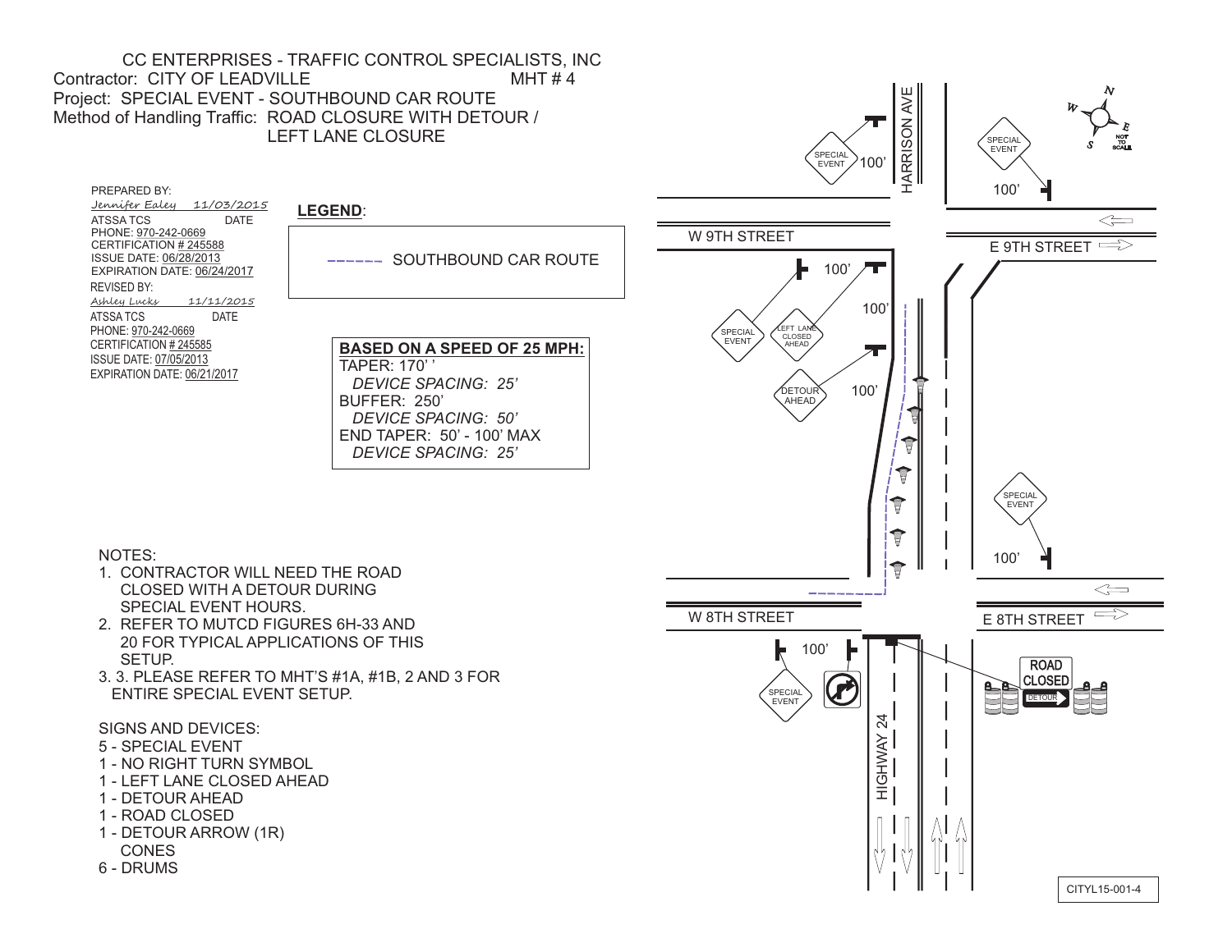CC ENTERPRISES - TRAFFIC CONTROL SPECIALISTS, INC

Contractor: CITY OF LEADVILLE MHT # 4

Project: SPECIAL EVENT - SOUTHBOUND CAR ROUTE

Method of Handling Traffic: ROAD CLOSURE WITH DETOUR / LEFT LANE CLOSURE

PREPARED BY:
*Jennifer Ealey* *11/03/2015*
ATSSA TCS DATE
PHONE: 970-242-0669
CERTIFICATION # 245588
ISSUE DATE: 06/28/2013
EXPIRATION DATE: 06/24/2017

REVISED BY:
*Ashley Lucks* *11/11/2015*
ATSSA TCS DATE
PHONE: 970-242-0669
CERTIFICATION # 245585
ISSUE DATE: 07/05/2013
EXPIRATION DATE: 06/21/2017

**LEGEND**:

------ SOUTHBOUND CAR ROUTE

**BASED ON A SPEED OF 25 MPH:**
TAPER: 170' '
*DEVICE SPACING: 25'*
BUFFER: 250'
*DEVICE SPACING: 50'*
END TAPER: 50' - 100' MAX
*DEVICE SPACING: 25'*

NOTES:

1. CONTRACTOR WILL NEED THE ROAD CLOSED WITH A DETOUR DURING SPECIAL EVENT HOURS.
2. REFER TO MUTCD FIGURES 6H-33 AND 20 FOR TYPICAL APPLICATIONS OF THIS SETUP.
3. 3. PLEASE REFER TO MHT'S #1A, #1B, 2 AND 3 FOR ENTIRE SPECIAL EVENT SETUP.

SIGNS AND DEVICES:
5 - SPECIAL EVENT
1 - NO RIGHT TURN SYMBOL
1 - LEFT LANE CLOSED AHEAD
1 - DETOUR AHEAD
1 - ROAD CLOSED
1 - DETOUR ARROW (1R)
CONES
6 - DRUMS

HARRISON AVE
W 9TH STREET
E 9TH STREET
W 8TH STREET
E 8TH STREET
HIGHWAY 24
SPECIAL EVENT
LEFT LANE CLOSED AHEAD
DETOUR AHEAD
ROAD CLOSED
DETOUR
100'
NOT TO SCALE

CITYL15-001-4